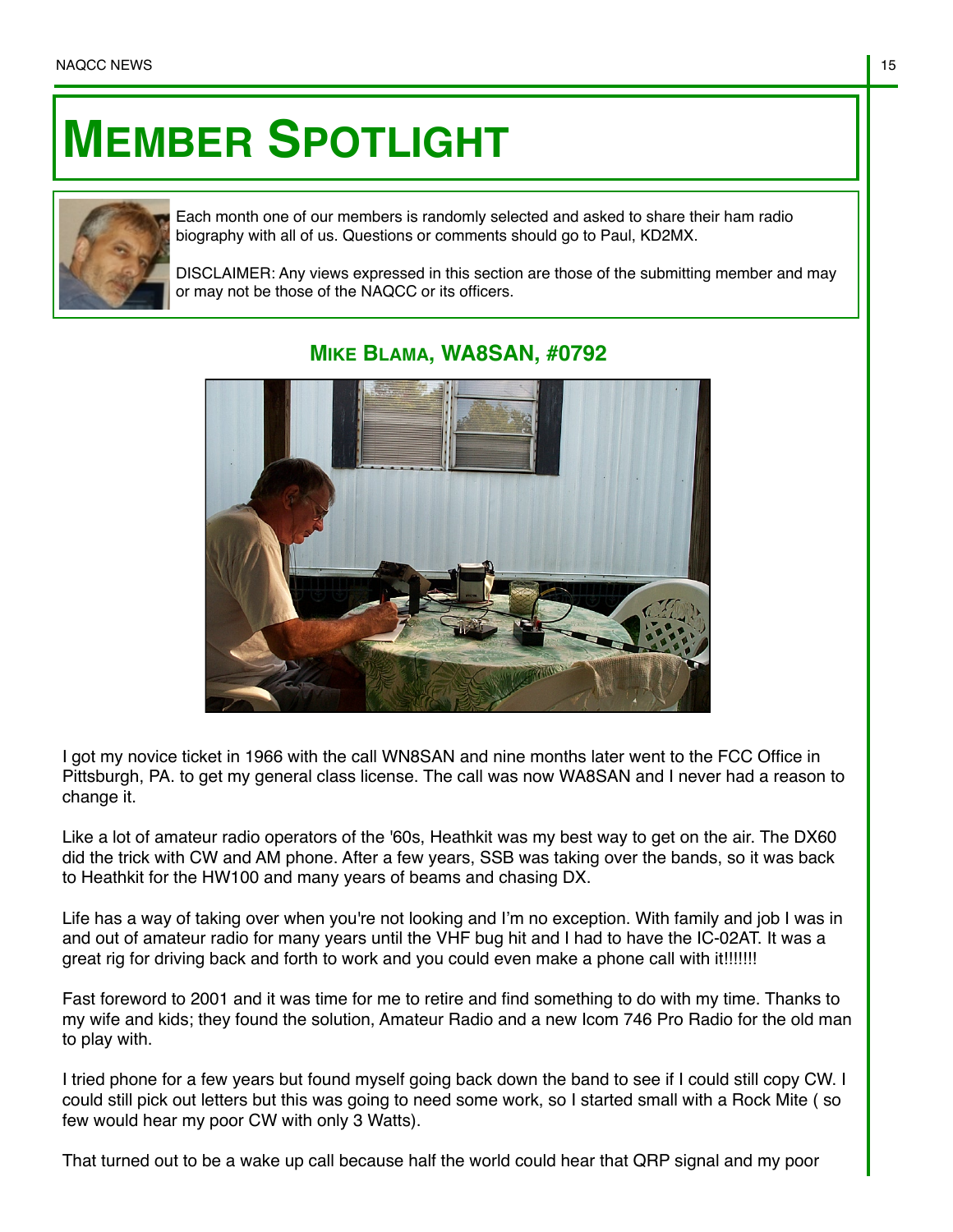# MEMBER SPOTLIGHT

Each month one of our members is randomly selected and asked to share their ham radio biography with all of us. Questions or comments should go to Paul, KD2MX.

DISCLAIMER: Any views expressed in this section are those of the submitting member and may or may not be those of the NAQCC or its officers.

## MIKE BLAMA, WA8SAN, #0792

I got my novice ticket in 1966 with the call WN8SAN and nine months later went to the FCC Office in Pittsburgh, PA. to get my general class license. The call was now WA8SAN and I never had a reason to change it.

Like a lot of amateur radio operators of the '60s, Heathkit was my best way to get on the air. The DX60 did the trick with CW and AM phone. After a few years, SSB was taking over the bands, so it was back to Heathkit for the HW100 and many years of beams and chasing DX.

Life has a way of taking over when you're not looking and I'm no exception. With family and job I was in and out of amateur radio for many years until the VHF bug hit and I had to have the IC-02AT. It was a great rig for driving back and forth to work and you could even make a phone call with it!!!!!!!

Fast foreword to 2001 and it was time for me to retire and find something to do with my time. Thanks to my wife and kids; they found the solution, Amateur Radio and a new Icom 746 Pro Radio for the old man to play with.

I tried phone for a few years but found myself going back down the band to see if I could still copy CW. I could still pick out letters but this was going to need some work, so I started small with a Rock Mite ( so few would hear my poor CW with only 3 Watts).

That turned out to be a wake up call because half the world could hear that QRP signal and my poor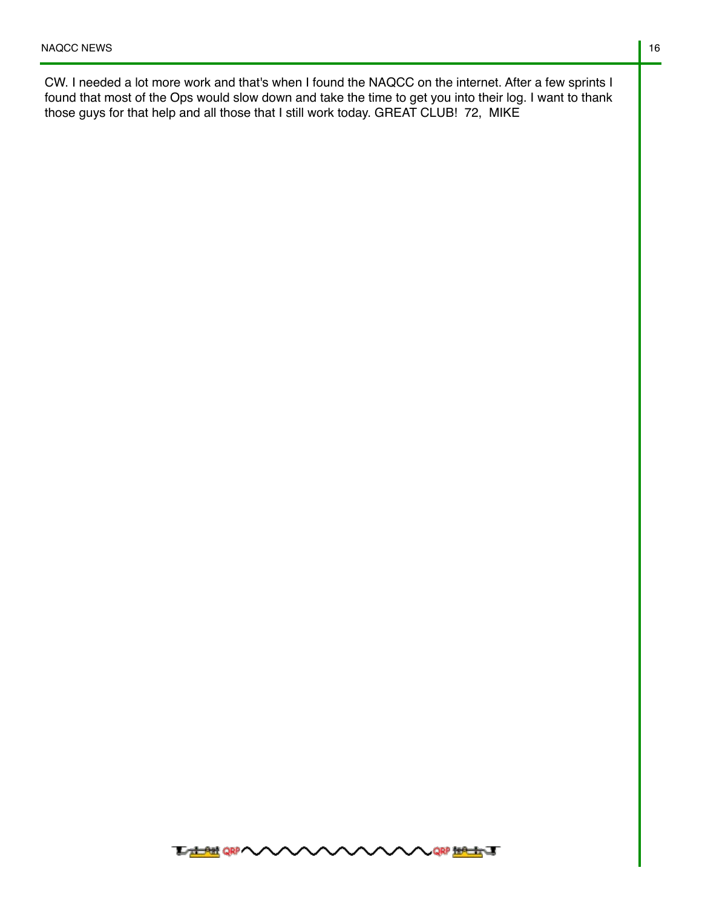CW. I needed a lot more work and that's when I found the NAQCC on the internet. After a few sprints I found that most of the Ops would slow down and take the time to get you into their log. I want to thank those guys for that help and all those that I still work today. GREAT CLUB!  72,  MIKE